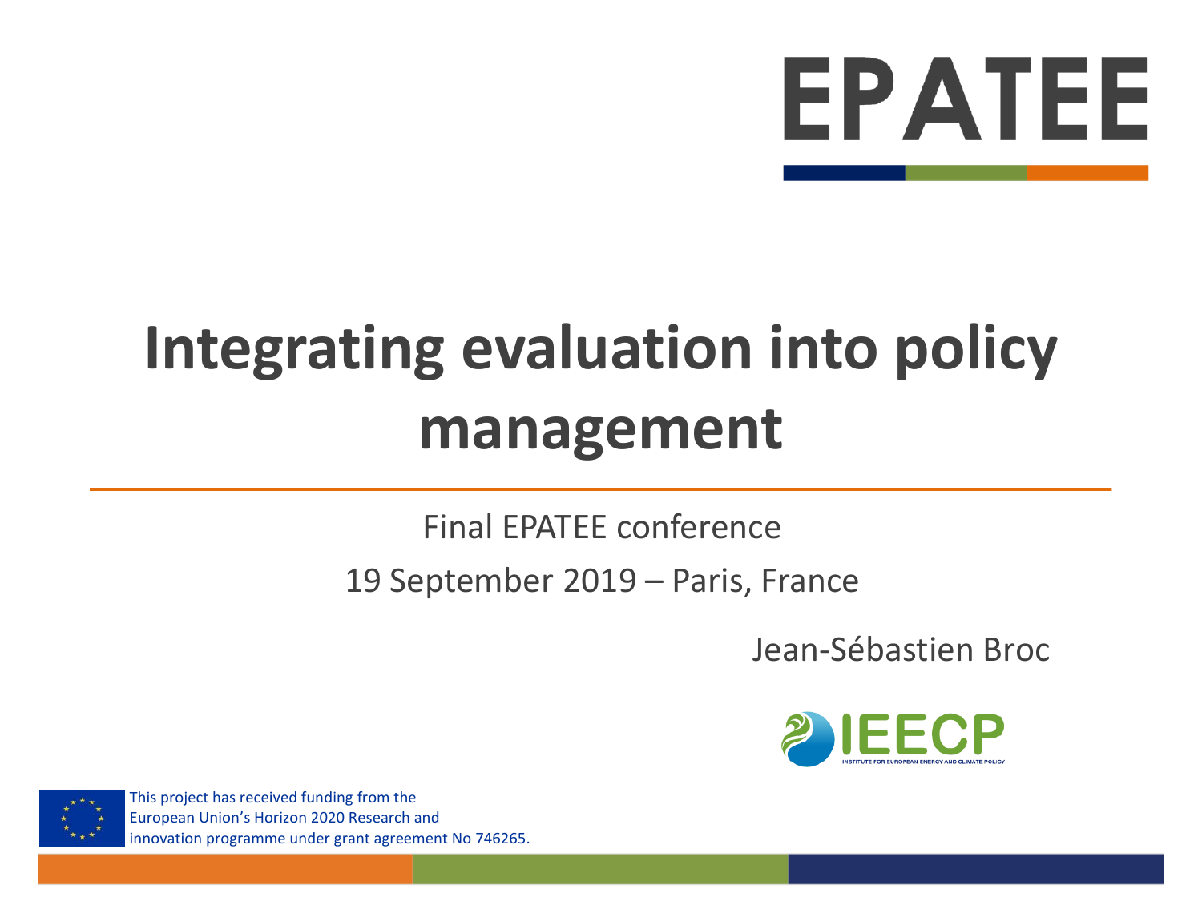EPATEE

# Integrating evaluation into policy management

Final EPATEE conference

19 September 2019 – Paris, France

Jean-Sébastien Broc

IEECP
INSTITUTE FOR EUROPEAN ENERGY AND CLIMATE POLICY

This project has received funding from the European Union's Horizon 2020 Research and innovation programme under grant agreement No 746265.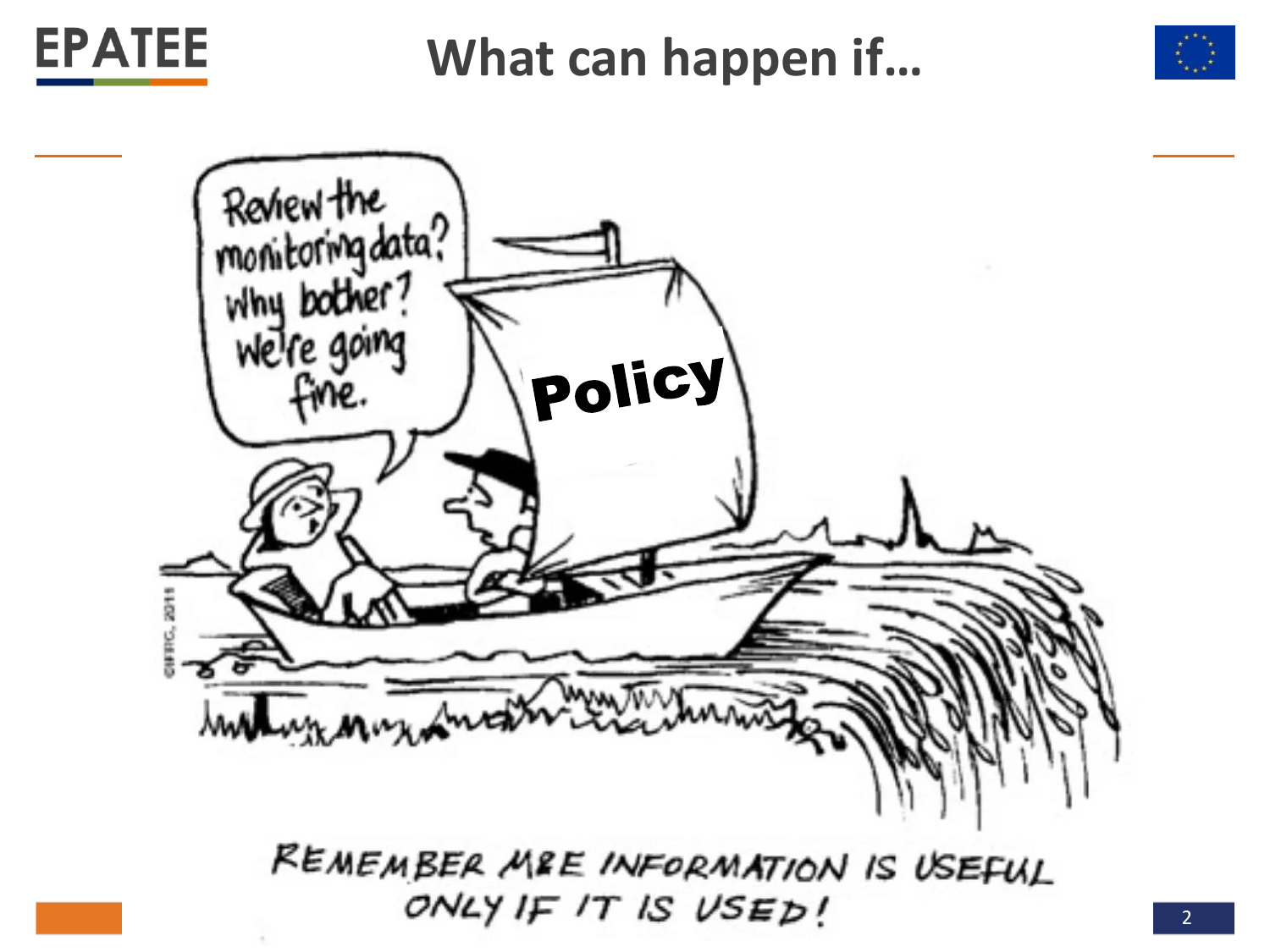# What can happen if…

Review the monitoring data? Why bother? We're going fine.

Policy

REMEMBER M&E INFORMATION IS USEFUL ONLY IF IT IS USED!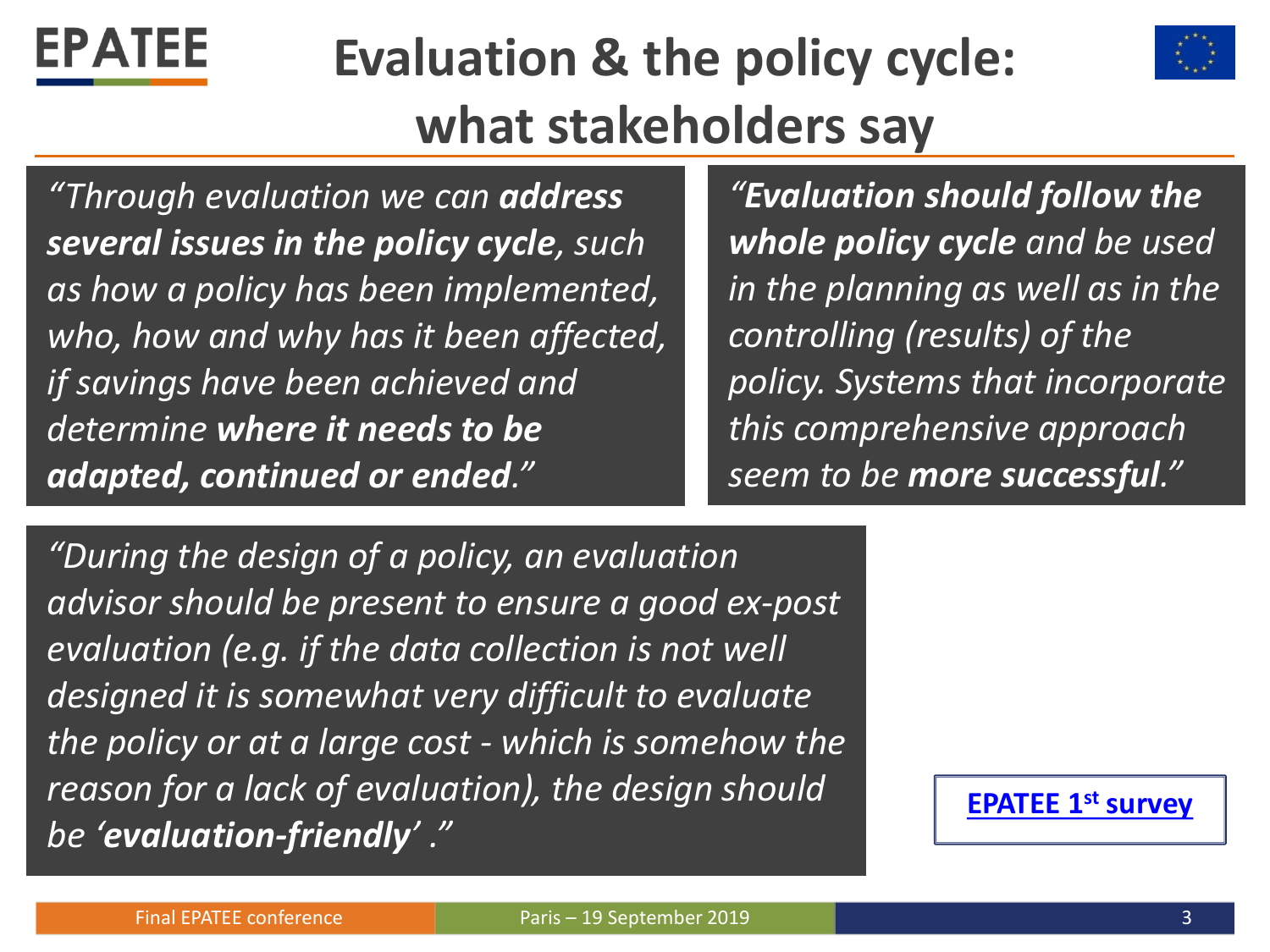# Evaluation & the policy cycle: what stakeholders say

*"Through evaluation we can* ***address several issues in the policy cycle****, such as how a policy has been implemented, who, how and why has it been affected, if savings have been achieved and determine* ***where it needs to be adapted, continued or ended****."*

*"****Evaluation should follow the whole policy cycle*** *and be used in the planning as well as in the controlling (results) of the policy. Systems that incorporate this comprehensive approach seem to be* ***more successful****."*

*"During the design of a policy, an evaluation advisor should be present to ensure a good ex-post evaluation (e.g. if the data collection is not well designed it is somewhat very difficult to evaluate the policy or at a large cost - which is somehow the reason for a lack of evaluation), the design should be '****evaluation-friendly****' ."*

EPATEE 1st survey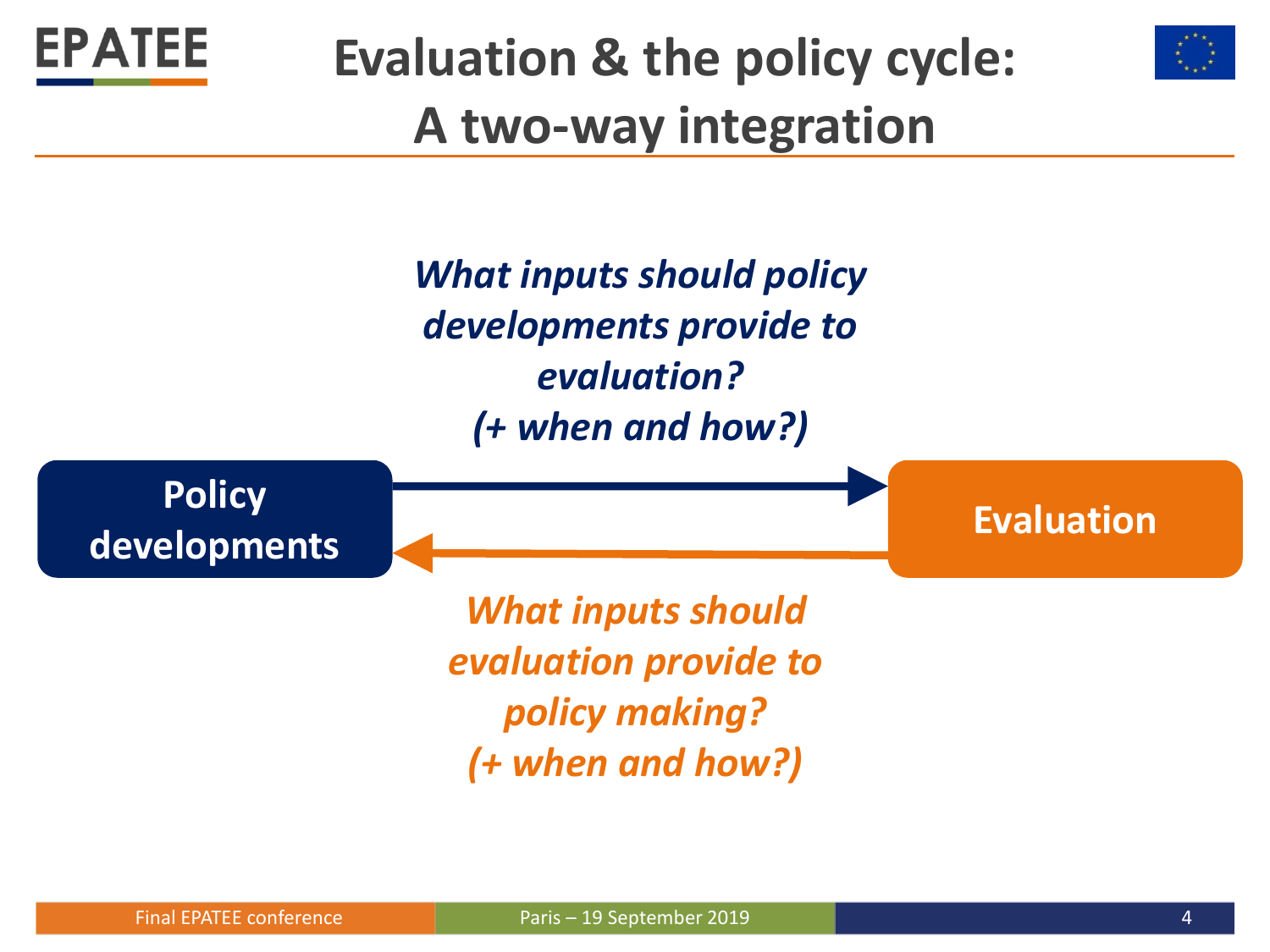# Evaluation & the policy cycle: A two-way integration

*What inputs should policy developments provide to evaluation? (+ when and how?)*

**Policy developments** → **Evaluation**

**Evaluation** → **Policy developments**

*What inputs should evaluation provide to policy making? (+ when and how?)*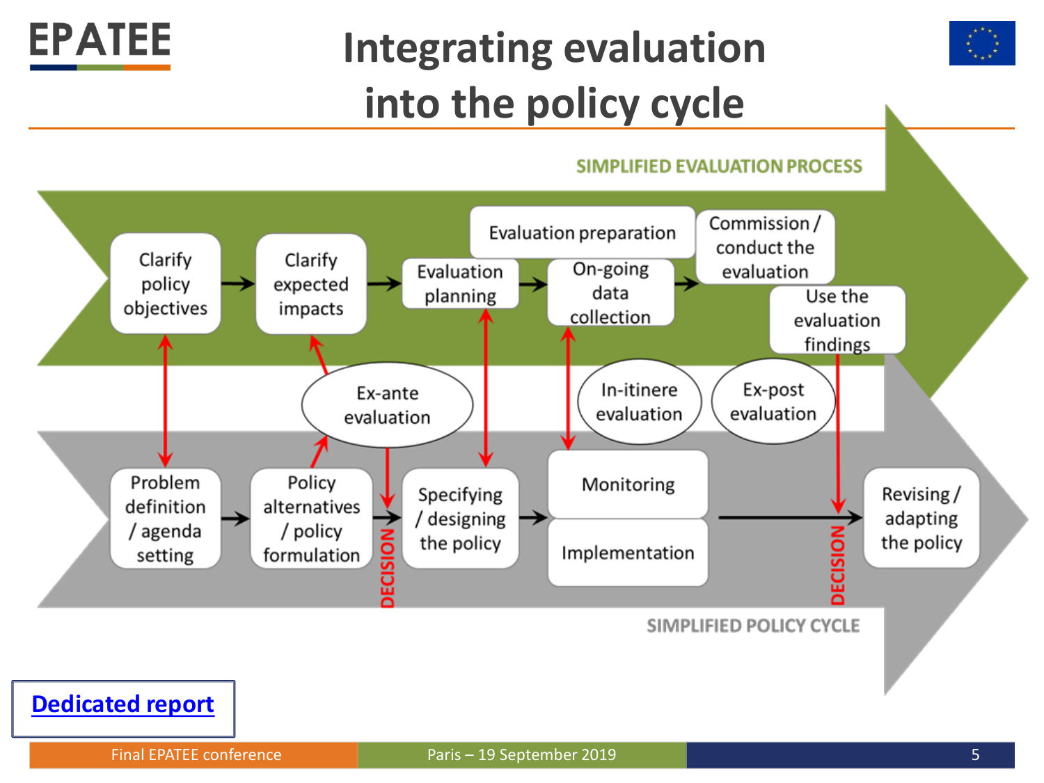# Integrating evaluation into the policy cycle

**SIMPLIFIED EVALUATION PROCESS**

Clarify policy objectives → Clarify expected impacts → Evaluation planning → On-going data collection → Commission / conduct the evaluation

Evaluation preparation

Use the evaluation findings

Ex-ante evaluation

In-itinere evaluation

Ex-post evaluation

Problem definition / agenda setting → Policy alternatives / policy formulation → DECISION → Specifying / designing the policy → Monitoring / Implementation → DECISION → Revising / adapting the policy

**SIMPLIFIED POLICY CYCLE**

[Dedicated report]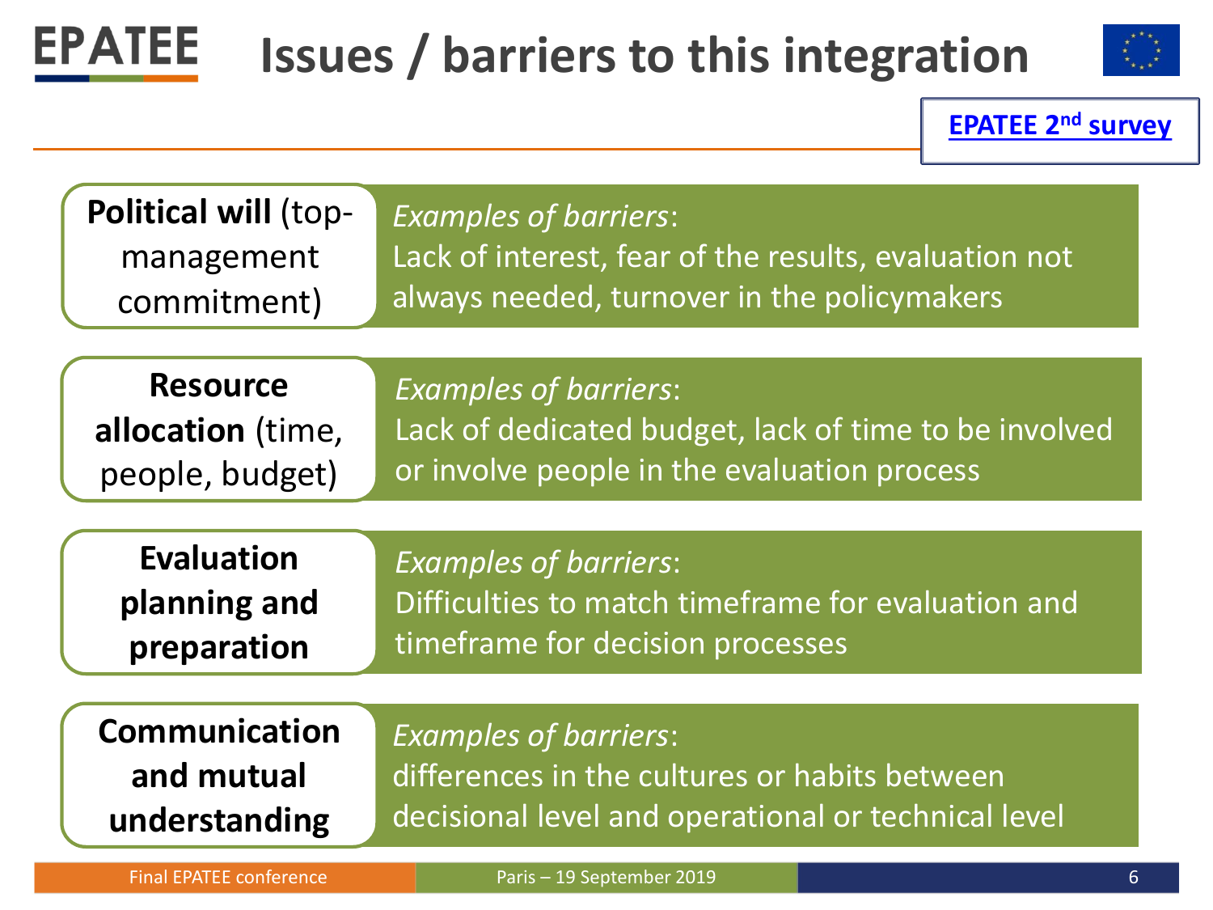# Issues / barriers to this integration

EPATEE 2nd survey

**Political will** (top-management commitment)

*Examples of barriers*:
Lack of interest, fear of the results, evaluation not always needed, turnover in the policymakers

**Resource allocation** (time, people, budget)

*Examples of barriers*:
Lack of dedicated budget, lack of time to be involved or involve people in the evaluation process

**Evaluation planning and preparation**

*Examples of barriers*:
Difficulties to match timeframe for evaluation and timeframe for decision processes

**Communication and mutual understanding**

*Examples of barriers*:
differences in the cultures or habits between decisional level and operational or technical level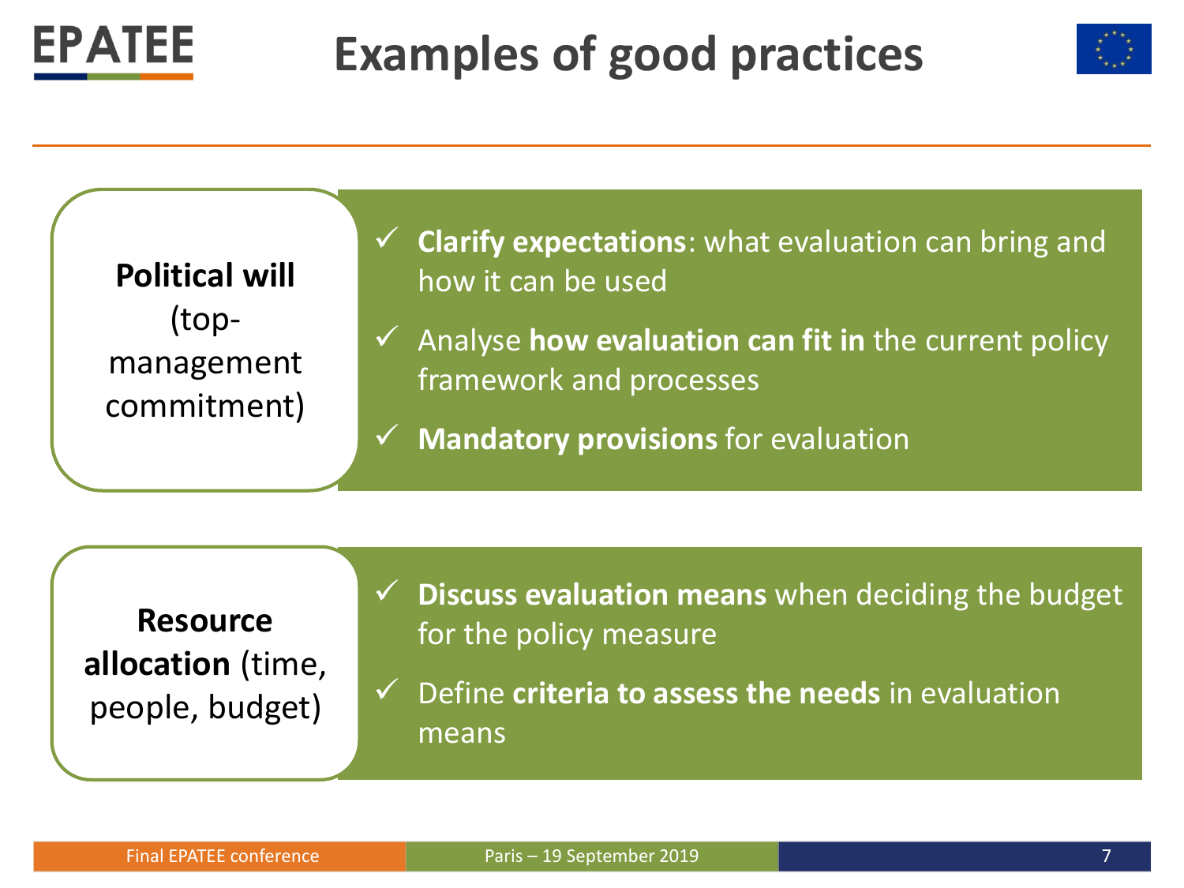# Examples of good practices

**Political will** (top-management commitment)

- ✓ **Clarify expectations**: what evaluation can bring and how it can be used
- ✓ Analyse **how evaluation can fit in** the current policy framework and processes
- ✓ **Mandatory provisions** for evaluation

**Resource allocation** (time, people, budget)

- ✓ **Discuss evaluation means** when deciding the budget for the policy measure
- ✓ Define **criteria to assess the needs** in evaluation means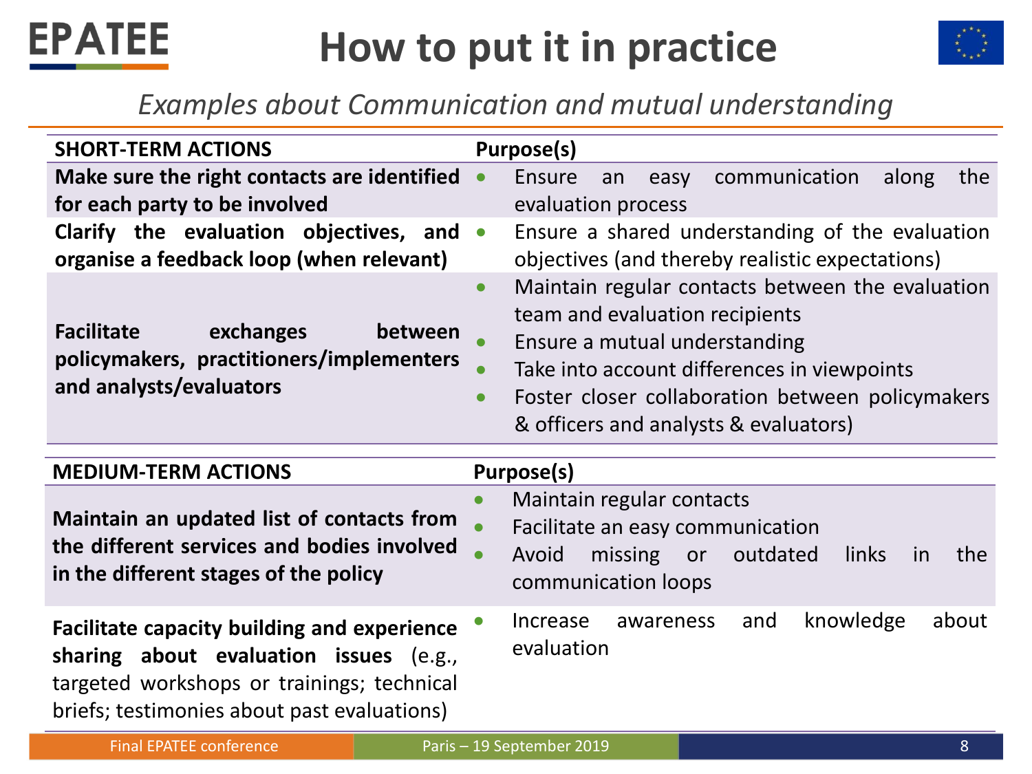# How to put it in practice

*Examples about Communication and mutual understanding*

| SHORT-TERM ACTIONS | Purpose(s) |
|---|---|
| **Make sure the right contacts are identified for each party to be involved** | • Ensure an easy communication along the evaluation process |
| **Clarify the evaluation objectives, and organise a feedback loop (when relevant)** | • Ensure a shared understanding of the evaluation objectives (and thereby realistic expectations) |
| **Facilitate exchanges between policymakers, practitioners/implementers and analysts/evaluators** | • Maintain regular contacts between the evaluation team and evaluation recipients<br>• Ensure a mutual understanding<br>• Take into account differences in viewpoints<br>• Foster closer collaboration between policymakers & officers and analysts & evaluators) |

| MEDIUM-TERM ACTIONS | Purpose(s) |
|---|---|
| **Maintain an updated list of contacts from the different services and bodies involved in the different stages of the policy** | • Maintain regular contacts<br>• Facilitate an easy communication<br>• Avoid missing or outdated links in the communication loops |
| **Facilitate capacity building and experience sharing about evaluation issues** (e.g., targeted workshops or trainings; technical briefs; testimonies about past evaluations) | • Increase awareness and knowledge about evaluation |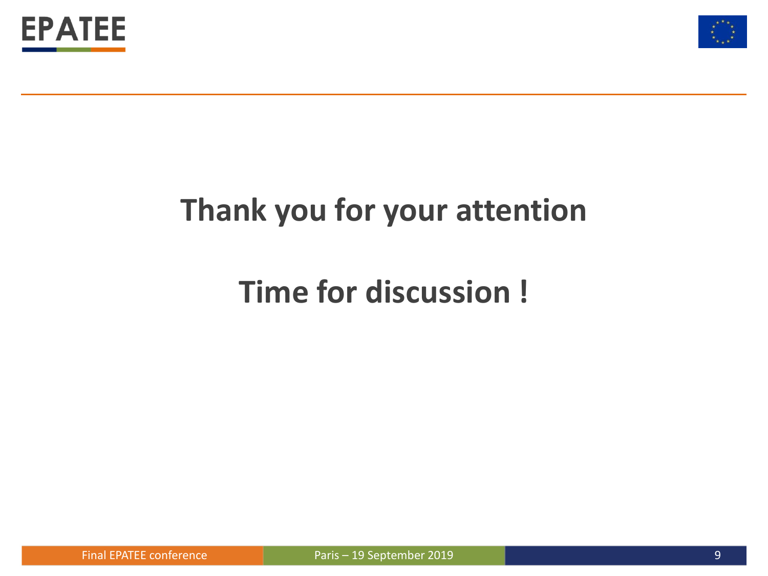# Thank you for your attention

# Time for discussion !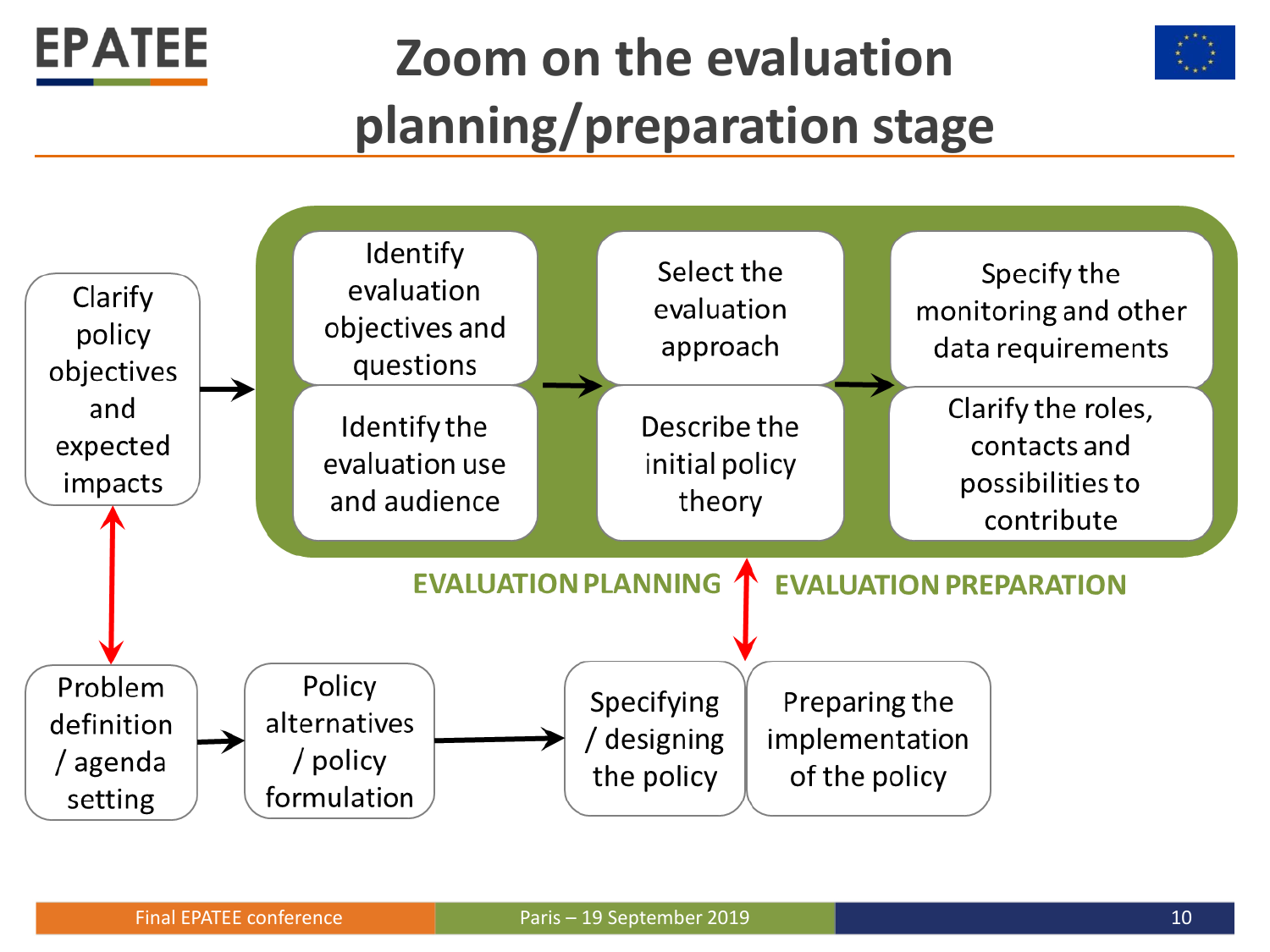# Zoom on the evaluation planning/preparation stage

Clarify policy objectives and expected impacts

**EVALUATION PLANNING**

- Identify evaluation objectives and questions
- Identify the evaluation use and audience
- Select the evaluation approach
- Describe the initial policy theory

**EVALUATION PREPARATION**

- Specify the monitoring and other data requirements
- Clarify the roles, contacts and possibilities to contribute

Problem definition / agenda setting → Policy alternatives / policy formulation → Specifying / designing the policy | Preparing the implementation of the policy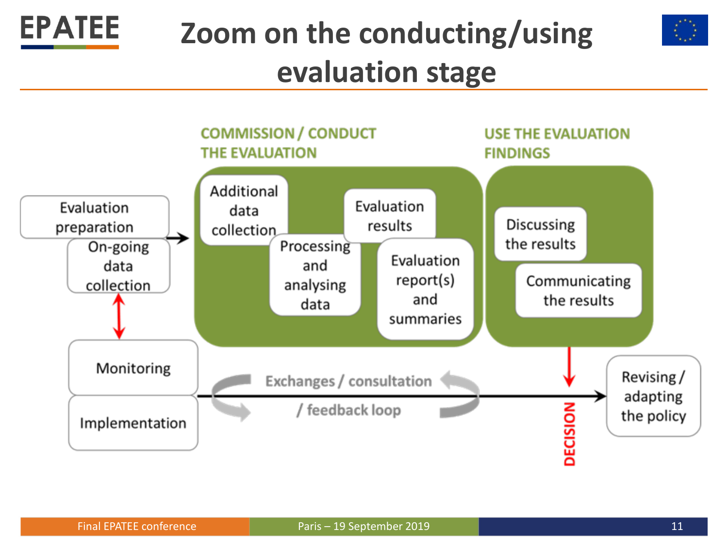# Zoom on the conducting/using evaluation stage

COMMISSION / CONDUCT THE EVALUATION

USE THE EVALUATION FINDINGS

Evaluation preparation

On-going data collection

Monitoring

Implementation

Additional data collection

Processing and analysing data

Evaluation results

Evaluation report(s) and summaries

Discussing the results

Communicating the results

Exchanges / consultation / feedback loop

DECISION

Revising / adapting the policy